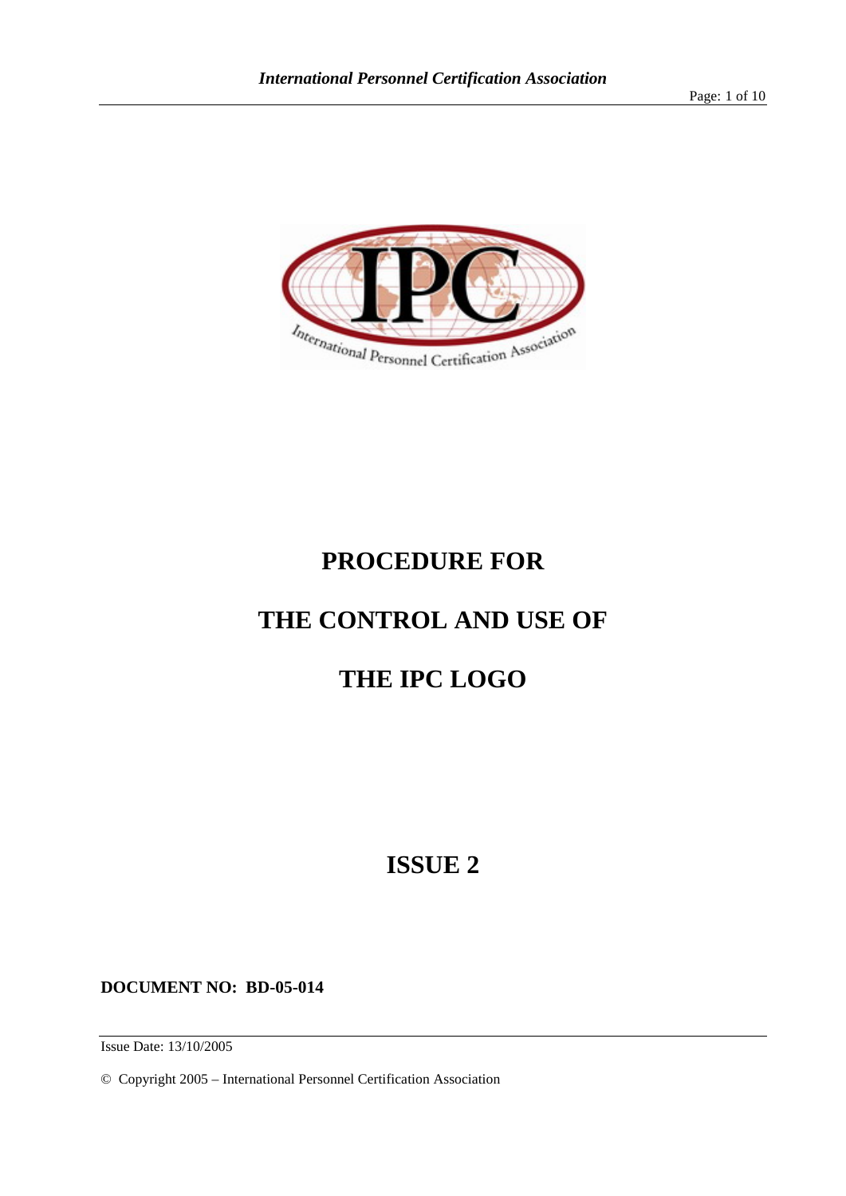# PROCEDURE FOR

# THE CONTROL AND USE OF

# THE IPC LOGO

## ISSUE 2

**DOCUMENT NO: BD-05-014**

Issue Date: 13/10/2005

© Copyright 2005 – International Personnel Certification Association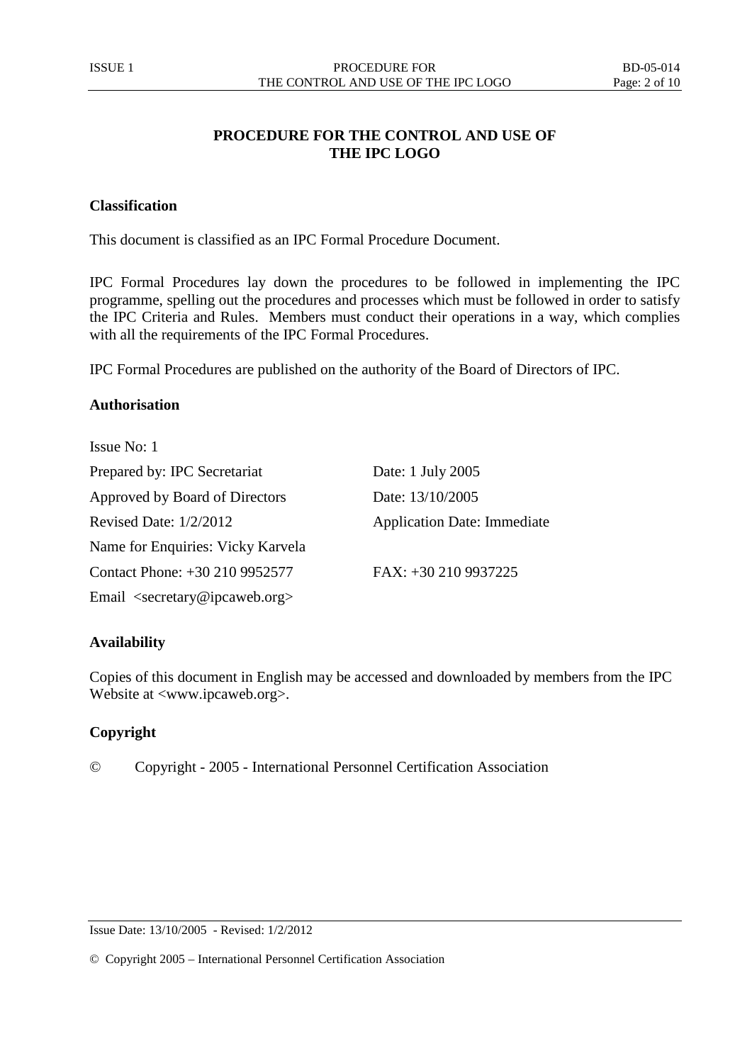# PROCEDURE FOR THE CONTROL AND USE OF THE IPC LOGO

## Classification

This document is classified as an IPC Formal Procedure Document.

IPC Formal Procedures lay down the procedures to be followed in implementing the IPC programme, spelling out the procedures and processes which must be followed in order to satisfy the IPC Criteria and Rules. Members must conduct their operations in a way, which complies with all the requirements of the IPC Formal Procedures.

IPC Formal Procedures are published on the authority of the Board of Directors of IPC.

## Authorisation

| | |
|---|---|
| Issue No: 1 | |
| Prepared by: IPC Secretariat | Date: 1 July 2005 |
| Approved by Board of Directors | Date: 13/10/2005 |
| Revised Date: 1/2/2012 | Application Date: Immediate |
| Name for Enquiries: Vicky Karvela | |
| Contact Phone: +30 210 9952577 | FAX: +30 210 9937225 |
| Email <secretary@ipcaweb.org> | |

## Availability

Copies of this document in English may be accessed and downloaded by members from the IPC Website at <www.ipcaweb.org>.

## Copyright

© Copyright - 2005 - International Personnel Certification Association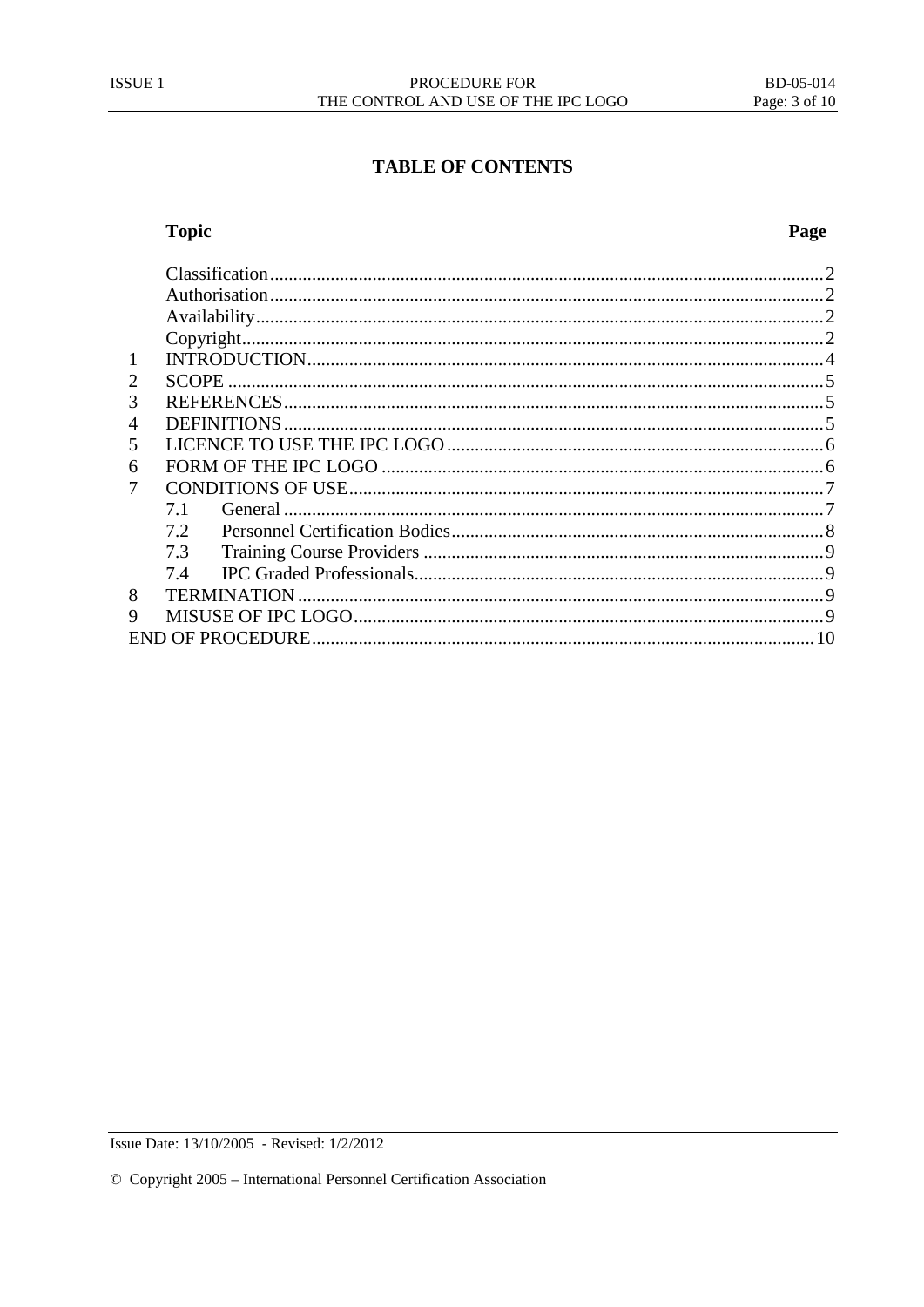# TABLE OF CONTENTS

| | Topic | Page |
|---|---|---|
| | Classification | 2 |
| | Authorisation | 2 |
| | Availability | 2 |
| | Copyright | 2 |
| 1 | INTRODUCTION | 4 |
| 2 | SCOPE | 5 |
| 3 | REFERENCES | 5 |
| 4 | DEFINITIONS | 5 |
| 5 | LICENCE TO USE THE IPC LOGO | 6 |
| 6 | FORM OF THE IPC LOGO | 6 |
| 7 | CONDITIONS OF USE | 7 |
| | 7.1 General | 7 |
| | 7.2 Personnel Certification Bodies | 8 |
| | 7.3 Training Course Providers | 9 |
| | 7.4 IPC Graded Professionals | 9 |
| 8 | TERMINATION | 9 |
| 9 | MISUSE OF IPC LOGO | 9 |
| | END OF PROCEDURE | 10 |

Issue Date: 13/10/2005 - Revised: 1/2/2012

© Copyright 2005 – International Personnel Certification Association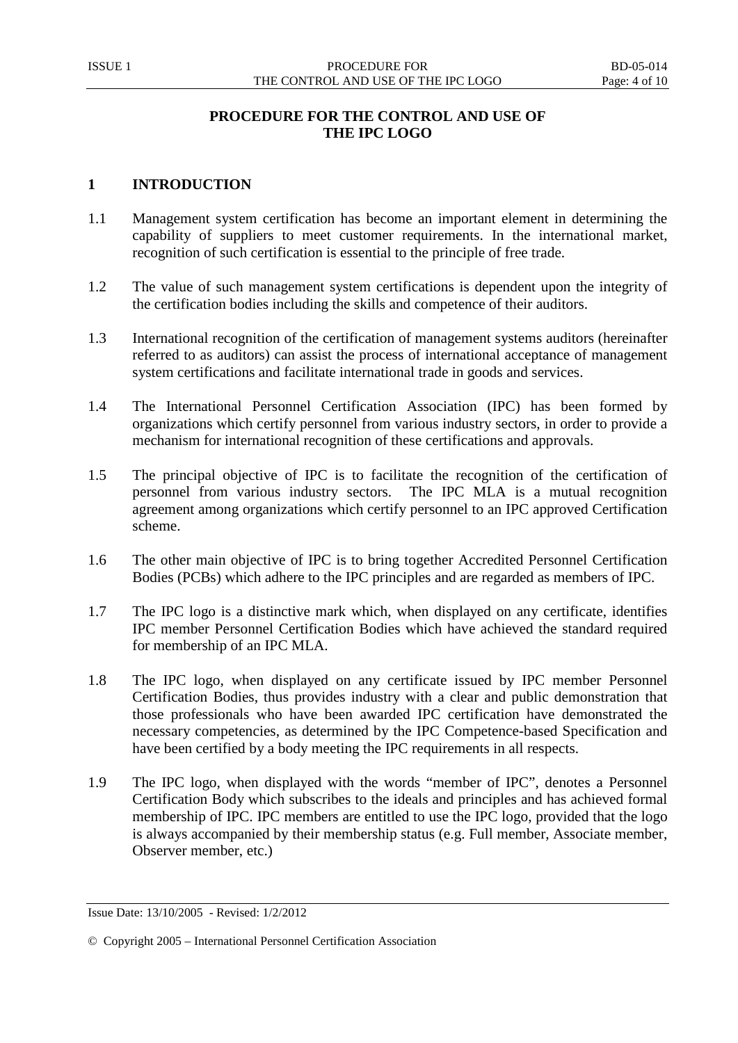# PROCEDURE FOR THE CONTROL AND USE OF THE IPC LOGO

## 1 INTRODUCTION

1.1 Management system certification has become an important element in determining the capability of suppliers to meet customer requirements. In the international market, recognition of such certification is essential to the principle of free trade.

1.2 The value of such management system certifications is dependent upon the integrity of the certification bodies including the skills and competence of their auditors.

1.3 International recognition of the certification of management systems auditors (hereinafter referred to as auditors) can assist the process of international acceptance of management system certifications and facilitate international trade in goods and services.

1.4 The International Personnel Certification Association (IPC) has been formed by organizations which certify personnel from various industry sectors, in order to provide a mechanism for international recognition of these certifications and approvals.

1.5 The principal objective of IPC is to facilitate the recognition of the certification of personnel from various industry sectors. The IPC MLA is a mutual recognition agreement among organizations which certify personnel to an IPC approved Certification scheme.

1.6 The other main objective of IPC is to bring together Accredited Personnel Certification Bodies (PCBs) which adhere to the IPC principles and are regarded as members of IPC.

1.7 The IPC logo is a distinctive mark which, when displayed on any certificate, identifies IPC member Personnel Certification Bodies which have achieved the standard required for membership of an IPC MLA.

1.8 The IPC logo, when displayed on any certificate issued by IPC member Personnel Certification Bodies, thus provides industry with a clear and public demonstration that those professionals who have been awarded IPC certification have demonstrated the necessary competencies, as determined by the IPC Competence-based Specification and have been certified by a body meeting the IPC requirements in all respects.

1.9 The IPC logo, when displayed with the words "member of IPC", denotes a Personnel Certification Body which subscribes to the ideals and principles and has achieved formal membership of IPC. IPC members are entitled to use the IPC logo, provided that the logo is always accompanied by their membership status (e.g. Full member, Associate member, Observer member, etc.)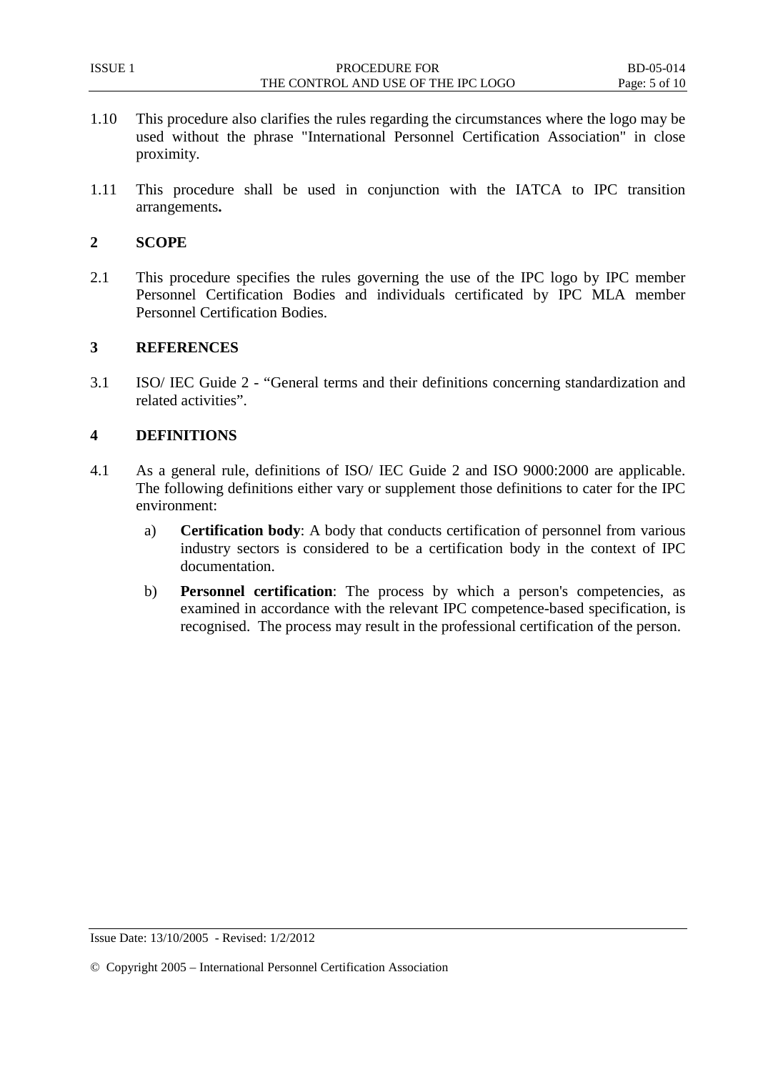1.10 This procedure also clarifies the rules regarding the circumstances where the logo may be used without the phrase "International Personnel Certification Association" in close proximity.

1.11 This procedure shall be used in conjunction with the IATCA to IPC transition arrangements**.**

## 2 SCOPE

2.1 This procedure specifies the rules governing the use of the IPC logo by IPC member Personnel Certification Bodies and individuals certificated by IPC MLA member Personnel Certification Bodies.

## 3 REFERENCES

3.1 ISO/ IEC Guide 2 - “General terms and their definitions concerning standardization and related activities”.

## 4 DEFINITIONS

4.1 As a general rule, definitions of ISO/ IEC Guide 2 and ISO 9000:2000 are applicable. The following definitions either vary or supplement those definitions to cater for the IPC environment:

a) **Certification body**: A body that conducts certification of personnel from various industry sectors is considered to be a certification body in the context of IPC documentation.

b) **Personnel certification**: The process by which a person's competencies, as examined in accordance with the relevant IPC competence-based specification, is recognised. The process may result in the professional certification of the person.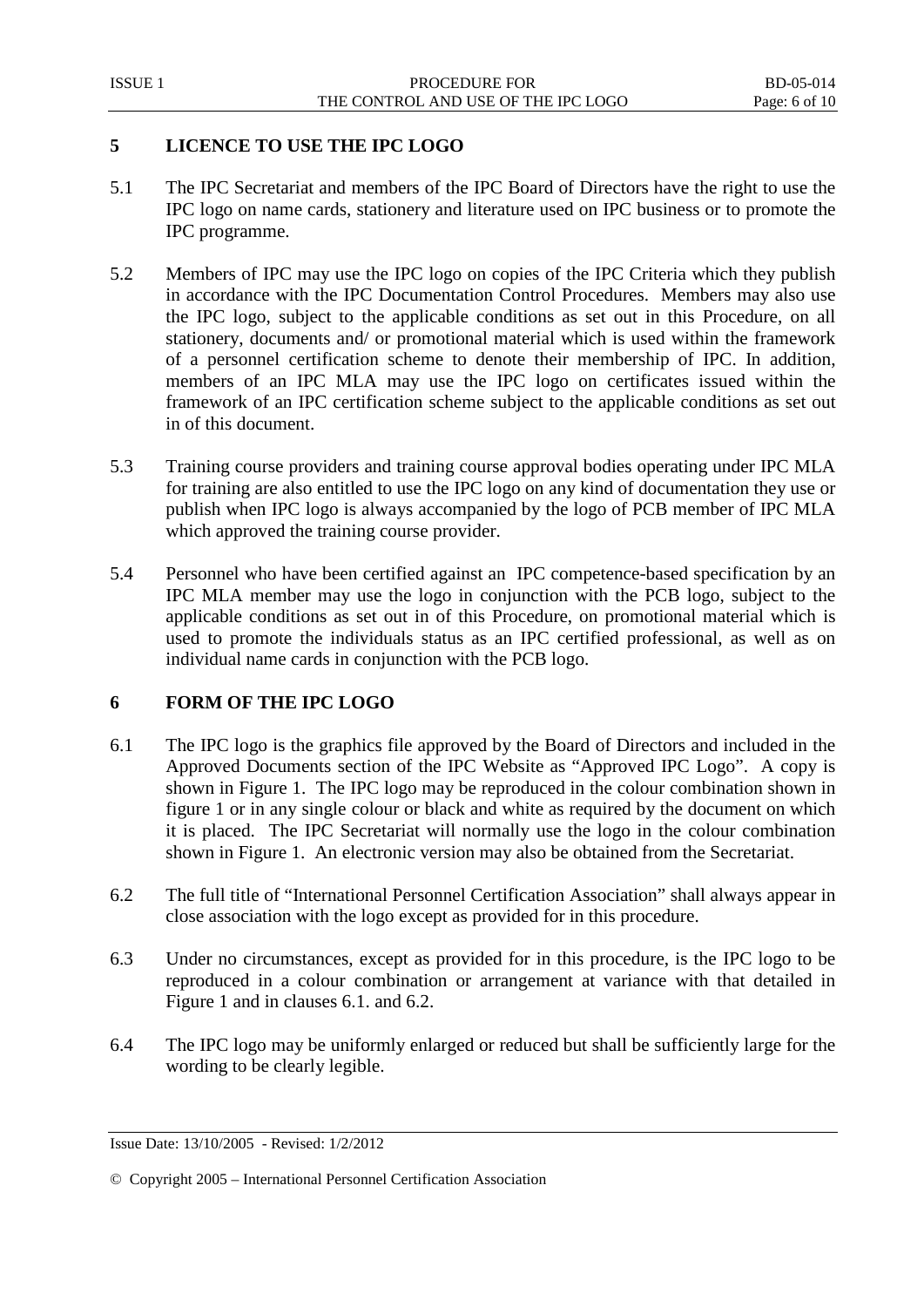## 5 LICENCE TO USE THE IPC LOGO

5.1 The IPC Secretariat and members of the IPC Board of Directors have the right to use the IPC logo on name cards, stationery and literature used on IPC business or to promote the IPC programme.

5.2 Members of IPC may use the IPC logo on copies of the IPC Criteria which they publish in accordance with the IPC Documentation Control Procedures. Members may also use the IPC logo, subject to the applicable conditions as set out in this Procedure, on all stationery, documents and/ or promotional material which is used within the framework of a personnel certification scheme to denote their membership of IPC. In addition, members of an IPC MLA may use the IPC logo on certificates issued within the framework of an IPC certification scheme subject to the applicable conditions as set out in of this document.

5.3 Training course providers and training course approval bodies operating under IPC MLA for training are also entitled to use the IPC logo on any kind of documentation they use or publish when IPC logo is always accompanied by the logo of PCB member of IPC MLA which approved the training course provider.

5.4 Personnel who have been certified against an IPC competence-based specification by an IPC MLA member may use the logo in conjunction with the PCB logo, subject to the applicable conditions as set out in of this Procedure, on promotional material which is used to promote the individuals status as an IPC certified professional, as well as on individual name cards in conjunction with the PCB logo.

## 6 FORM OF THE IPC LOGO

6.1 The IPC logo is the graphics file approved by the Board of Directors and included in the Approved Documents section of the IPC Website as "Approved IPC Logo". A copy is shown in Figure 1. The IPC logo may be reproduced in the colour combination shown in figure 1 or in any single colour or black and white as required by the document on which it is placed. The IPC Secretariat will normally use the logo in the colour combination shown in Figure 1. An electronic version may also be obtained from the Secretariat.

6.2 The full title of "International Personnel Certification Association" shall always appear in close association with the logo except as provided for in this procedure.

6.3 Under no circumstances, except as provided for in this procedure, is the IPC logo to be reproduced in a colour combination or arrangement at variance with that detailed in Figure 1 and in clauses 6.1. and 6.2.

6.4 The IPC logo may be uniformly enlarged or reduced but shall be sufficiently large for the wording to be clearly legible.

Issue Date: 13/10/2005 - Revised: 1/2/2012

© Copyright 2005 – International Personnel Certification Association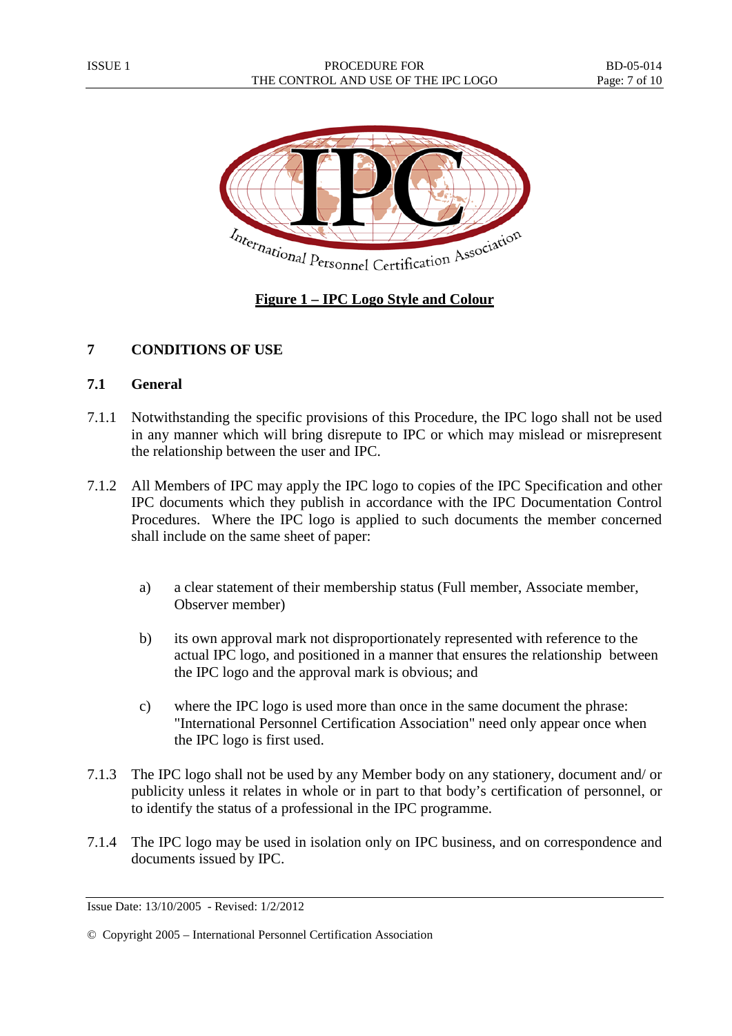**Figure 1 – IPC Logo Style and Colour**

## 7 CONDITIONS OF USE

### 7.1 General

7.1.1 Notwithstanding the specific provisions of this Procedure, the IPC logo shall not be used in any manner which will bring disrepute to IPC or which may mislead or misrepresent the relationship between the user and IPC.

7.1.2 All Members of IPC may apply the IPC logo to copies of the IPC Specification and other IPC documents which they publish in accordance with the IPC Documentation Control Procedures. Where the IPC logo is applied to such documents the member concerned shall include on the same sheet of paper:

a) a clear statement of their membership status (Full member, Associate member, Observer member)

b) its own approval mark not disproportionately represented with reference to the actual IPC logo, and positioned in a manner that ensures the relationship between the IPC logo and the approval mark is obvious; and

c) where the IPC logo is used more than once in the same document the phrase: "International Personnel Certification Association" need only appear once when the IPC logo is first used.

7.1.3 The IPC logo shall not be used by any Member body on any stationery, document and/ or publicity unless it relates in whole or in part to that body's certification of personnel, or to identify the status of a professional in the IPC programme.

7.1.4 The IPC logo may be used in isolation only on IPC business, and on correspondence and documents issued by IPC.

Issue Date: 13/10/2005 - Revised: 1/2/2012

© Copyright 2005 – International Personnel Certification Association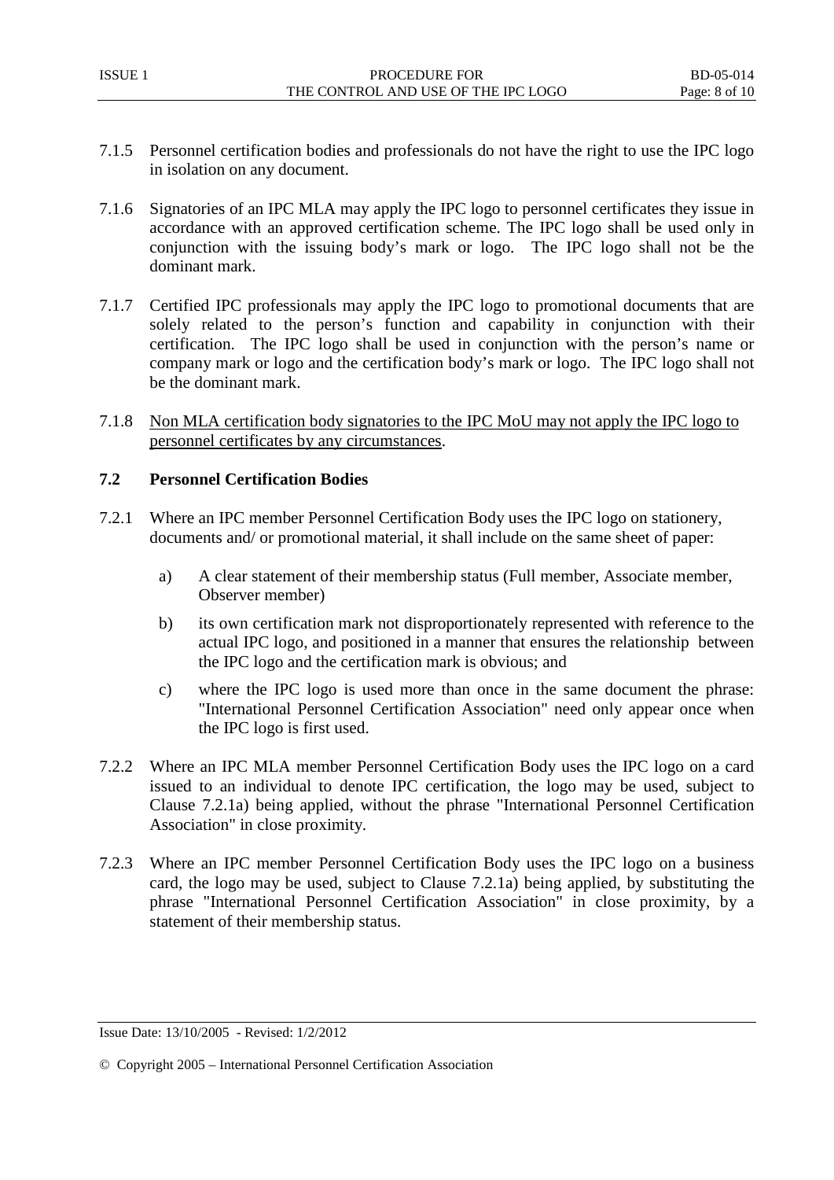7.1.5 Personnel certification bodies and professionals do not have the right to use the IPC logo in isolation on any document.

7.1.6 Signatories of an IPC MLA may apply the IPC logo to personnel certificates they issue in accordance with an approved certification scheme. The IPC logo shall be used only in conjunction with the issuing body's mark or logo. The IPC logo shall not be the dominant mark.

7.1.7 Certified IPC professionals may apply the IPC logo to promotional documents that are solely related to the person's function and capability in conjunction with their certification. The IPC logo shall be used in conjunction with the person's name or company mark or logo and the certification body's mark or logo. The IPC logo shall not be the dominant mark.

7.1.8 <u>Non MLA certification body signatories to the IPC MoU may not apply the IPC logo to personnel certificates by any circumstances</u>.

### 7.2 Personnel Certification Bodies

7.2.1 Where an IPC member Personnel Certification Body uses the IPC logo on stationery, documents and/ or promotional material, it shall include on the same sheet of paper:

a) A clear statement of their membership status (Full member, Associate member, Observer member)

b) its own certification mark not disproportionately represented with reference to the actual IPC logo, and positioned in a manner that ensures the relationship between the IPC logo and the certification mark is obvious; and

c) where the IPC logo is used more than once in the same document the phrase: "International Personnel Certification Association" need only appear once when the IPC logo is first used.

7.2.2 Where an IPC MLA member Personnel Certification Body uses the IPC logo on a card issued to an individual to denote IPC certification, the logo may be used, subject to Clause 7.2.1a) being applied, without the phrase "International Personnel Certification Association" in close proximity.

7.2.3 Where an IPC member Personnel Certification Body uses the IPC logo on a business card, the logo may be used, subject to Clause 7.2.1a) being applied, by substituting the phrase "International Personnel Certification Association" in close proximity, by a statement of their membership status.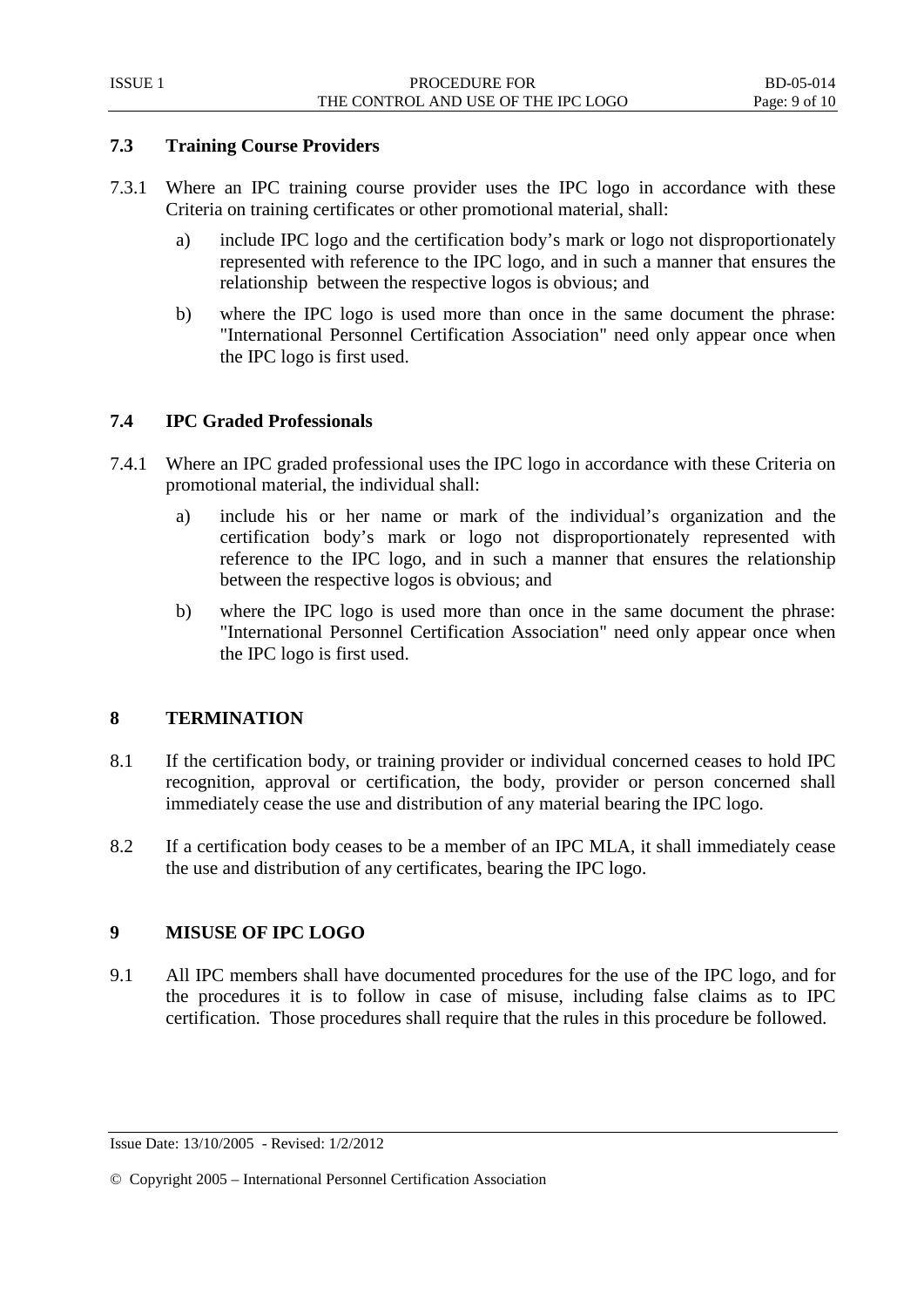### 7.3 Training Course Providers

7.3.1 Where an IPC training course provider uses the IPC logo in accordance with these Criteria on training certificates or other promotional material, shall:

a) include IPC logo and the certification body's mark or logo not disproportionately represented with reference to the IPC logo, and in such a manner that ensures the relationship between the respective logos is obvious; and

b) where the IPC logo is used more than once in the same document the phrase: "International Personnel Certification Association" need only appear once when the IPC logo is first used.

### 7.4 IPC Graded Professionals

7.4.1 Where an IPC graded professional uses the IPC logo in accordance with these Criteria on promotional material, the individual shall:

a) include his or her name or mark of the individual's organization and the certification body's mark or logo not disproportionately represented with reference to the IPC logo, and in such a manner that ensures the relationship between the respective logos is obvious; and

b) where the IPC logo is used more than once in the same document the phrase: "International Personnel Certification Association" need only appear once when the IPC logo is first used.

## 8 TERMINATION

8.1 If the certification body, or training provider or individual concerned ceases to hold IPC recognition, approval or certification, the body, provider or person concerned shall immediately cease the use and distribution of any material bearing the IPC logo.

8.2 If a certification body ceases to be a member of an IPC MLA, it shall immediately cease the use and distribution of any certificates, bearing the IPC logo.

## 9 MISUSE OF IPC LOGO

9.1 All IPC members shall have documented procedures for the use of the IPC logo, and for the procedures it is to follow in case of misuse, including false claims as to IPC certification. Those procedures shall require that the rules in this procedure be followed.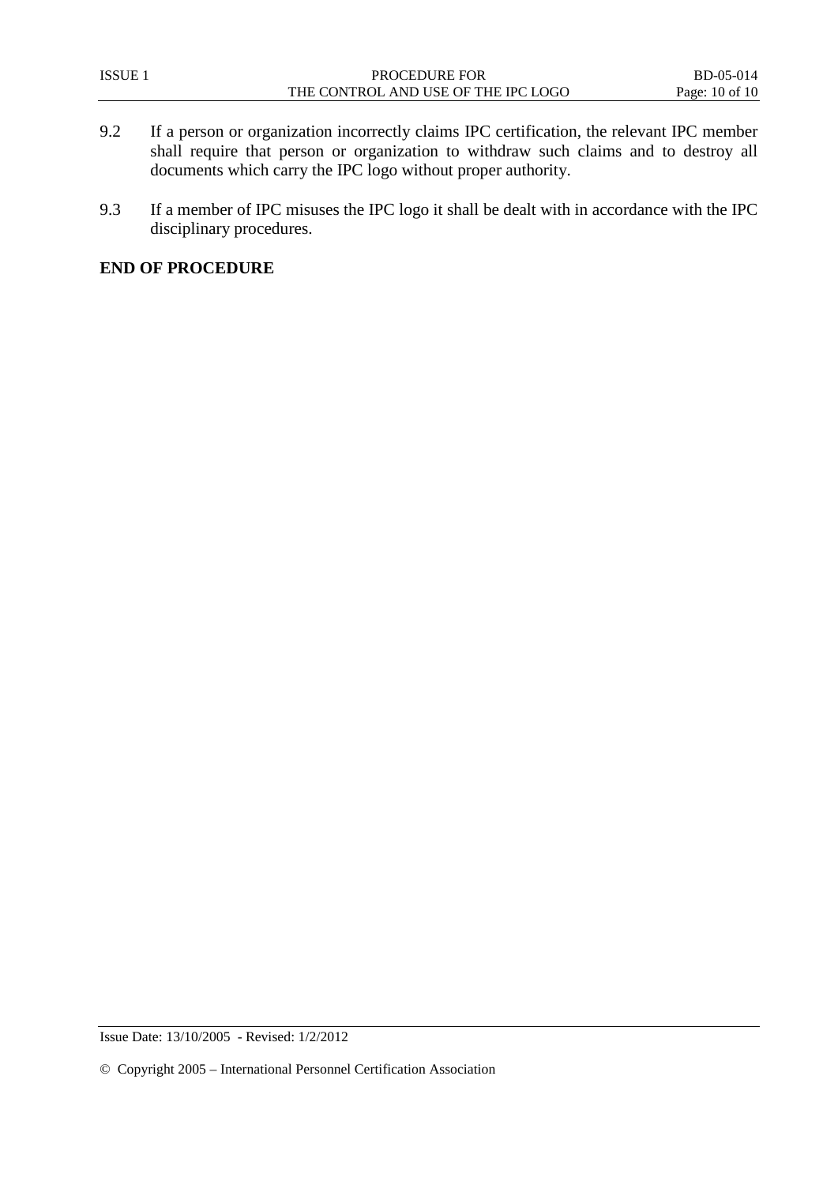9.2 If a person or organization incorrectly claims IPC certification, the relevant IPC member shall require that person or organization to withdraw such claims and to destroy all documents which carry the IPC logo without proper authority.

9.3 If a member of IPC misuses the IPC logo it shall be dealt with in accordance with the IPC disciplinary procedures.

**END OF PROCEDURE**